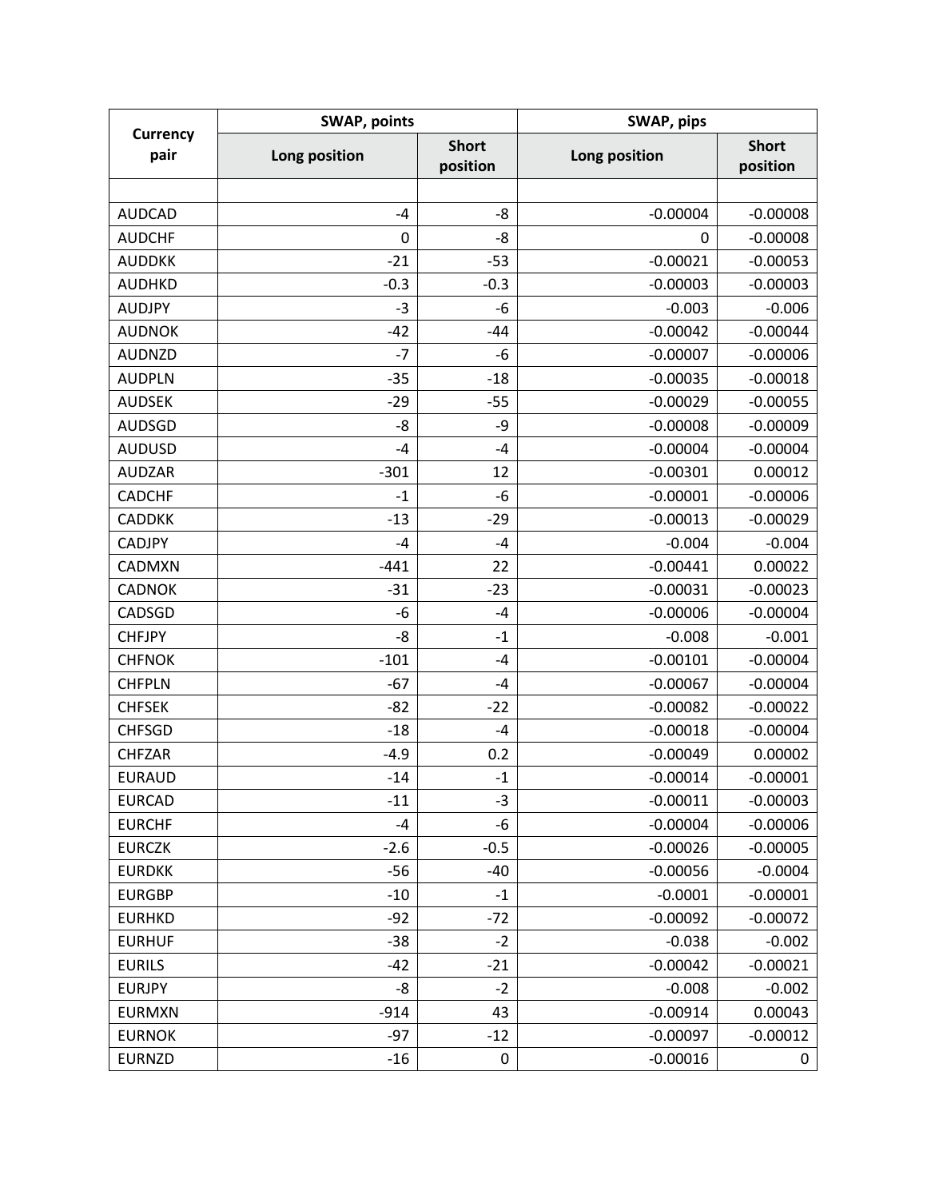| Currency pair | SWAP, points | | SWAP, pips | |
|---|---|---|---|---|
| | Long position | Short position | Long position | Short position |
| | | | | |
| AUDCAD | -4 | -8 | -0.00004 | -0.00008 |
| AUDCHF | 0 | -8 | 0 | -0.00008 |
| AUDDKK | -21 | -53 | -0.00021 | -0.00053 |
| AUDHKD | -0.3 | -0.3 | -0.00003 | -0.00003 |
| AUDJPY | -3 | -6 | -0.003 | -0.006 |
| AUDNOK | -42 | -44 | -0.00042 | -0.00044 |
| AUDNZD | -7 | -6 | -0.00007 | -0.00006 |
| AUDPLN | -35 | -18 | -0.00035 | -0.00018 |
| AUDSEK | -29 | -55 | -0.00029 | -0.00055 |
| AUDSGD | -8 | -9 | -0.00008 | -0.00009 |
| AUDUSD | -4 | -4 | -0.00004 | -0.00004 |
| AUDZAR | -301 | 12 | -0.00301 | 0.00012 |
| CADCHF | -1 | -6 | -0.00001 | -0.00006 |
| CADDKK | -13 | -29 | -0.00013 | -0.00029 |
| CADJPY | -4 | -4 | -0.004 | -0.004 |
| CADMXN | -441 | 22 | -0.00441 | 0.00022 |
| CADNOK | -31 | -23 | -0.00031 | -0.00023 |
| CADSGD | -6 | -4 | -0.00006 | -0.00004 |
| CHFJPY | -8 | -1 | -0.008 | -0.001 |
| CHFNOK | -101 | -4 | -0.00101 | -0.00004 |
| CHFPLN | -67 | -4 | -0.00067 | -0.00004 |
| CHFSEK | -82 | -22 | -0.00082 | -0.00022 |
| CHFSGD | -18 | -4 | -0.00018 | -0.00004 |
| CHFZAR | -4.9 | 0.2 | -0.00049 | 0.00002 |
| EURAUD | -14 | -1 | -0.00014 | -0.00001 |
| EURCAD | -11 | -3 | -0.00011 | -0.00003 |
| EURCHF | -4 | -6 | -0.00004 | -0.00006 |
| EURCZK | -2.6 | -0.5 | -0.00026 | -0.00005 |
| EURDKK | -56 | -40 | -0.00056 | -0.0004 |
| EURGBP | -10 | -1 | -0.0001 | -0.00001 |
| EURHKD | -92 | -72 | -0.00092 | -0.00072 |
| EURHUF | -38 | -2 | -0.038 | -0.002 |
| EURILS | -42 | -21 | -0.00042 | -0.00021 |
| EURJPY | -8 | -2 | -0.008 | -0.002 |
| EURMXN | -914 | 43 | -0.00914 | 0.00043 |
| EURNOK | -97 | -12 | -0.00097 | -0.00012 |
| EURNZD | -16 | 0 | -0.00016 | 0 |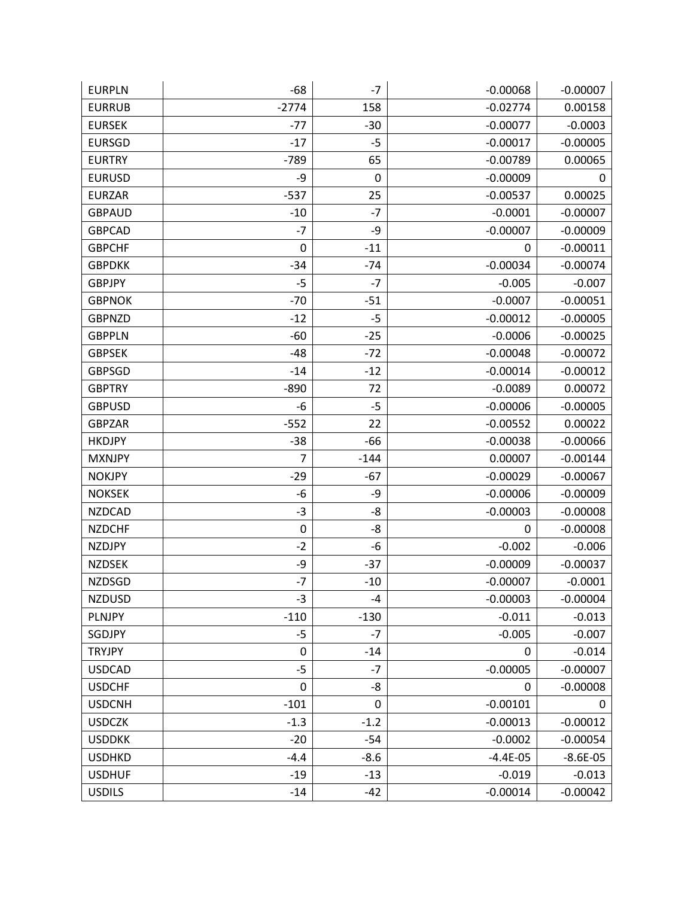| EURPLN | -68 | -7 | -0.00068 | -0.00007 |
|---|---|---|---|---|
| EURRUB | -2774 | 158 | -0.02774 | 0.00158 |
| EURSEK | -77 | -30 | -0.00077 | -0.0003 |
| EURSGD | -17 | -5 | -0.00017 | -0.00005 |
| EURTRY | -789 | 65 | -0.00789 | 0.00065 |
| EURUSD | -9 | 0 | -0.00009 | 0 |
| EURZAR | -537 | 25 | -0.00537 | 0.00025 |
| GBPAUD | -10 | -7 | -0.0001 | -0.00007 |
| GBPCAD | -7 | -9 | -0.00007 | -0.00009 |
| GBPCHF | 0 | -11 | 0 | -0.00011 |
| GBPDKK | -34 | -74 | -0.00034 | -0.00074 |
| GBPJPY | -5 | -7 | -0.005 | -0.007 |
| GBPNOK | -70 | -51 | -0.0007 | -0.00051 |
| GBPNZD | -12 | -5 | -0.00012 | -0.00005 |
| GBPPLN | -60 | -25 | -0.0006 | -0.00025 |
| GBPSEK | -48 | -72 | -0.00048 | -0.00072 |
| GBPSGD | -14 | -12 | -0.00014 | -0.00012 |
| GBPTRY | -890 | 72 | -0.0089 | 0.00072 |
| GBPUSD | -6 | -5 | -0.00006 | -0.00005 |
| GBPZAR | -552 | 22 | -0.00552 | 0.00022 |
| HKDJPY | -38 | -66 | -0.00038 | -0.00066 |
| MXNJPY | 7 | -144 | 0.00007 | -0.00144 |
| NOKJPY | -29 | -67 | -0.00029 | -0.00067 |
| NOKSEK | -6 | -9 | -0.00006 | -0.00009 |
| NZDCAD | -3 | -8 | -0.00003 | -0.00008 |
| NZDCHF | 0 | -8 | 0 | -0.00008 |
| NZDJPY | -2 | -6 | -0.002 | -0.006 |
| NZDSEK | -9 | -37 | -0.00009 | -0.00037 |
| NZDSGD | -7 | -10 | -0.00007 | -0.0001 |
| NZDUSD | -3 | -4 | -0.00003 | -0.00004 |
| PLNJPY | -110 | -130 | -0.011 | -0.013 |
| SGDJPY | -5 | -7 | -0.005 | -0.007 |
| TRYJPY | 0 | -14 | 0 | -0.014 |
| USDCAD | -5 | -7 | -0.00005 | -0.00007 |
| USDCHF | 0 | -8 | 0 | -0.00008 |
| USDCNH | -101 | 0 | -0.00101 | 0 |
| USDCZK | -1.3 | -1.2 | -0.00013 | -0.00012 |
| USDDKK | -20 | -54 | -0.0002 | -0.00054 |
| USDHKD | -4.4 | -8.6 | -4.4E-05 | -8.6E-05 |
| USDHUF | -19 | -13 | -0.019 | -0.013 |
| USDILS | -14 | -42 | -0.00014 | -0.00042 |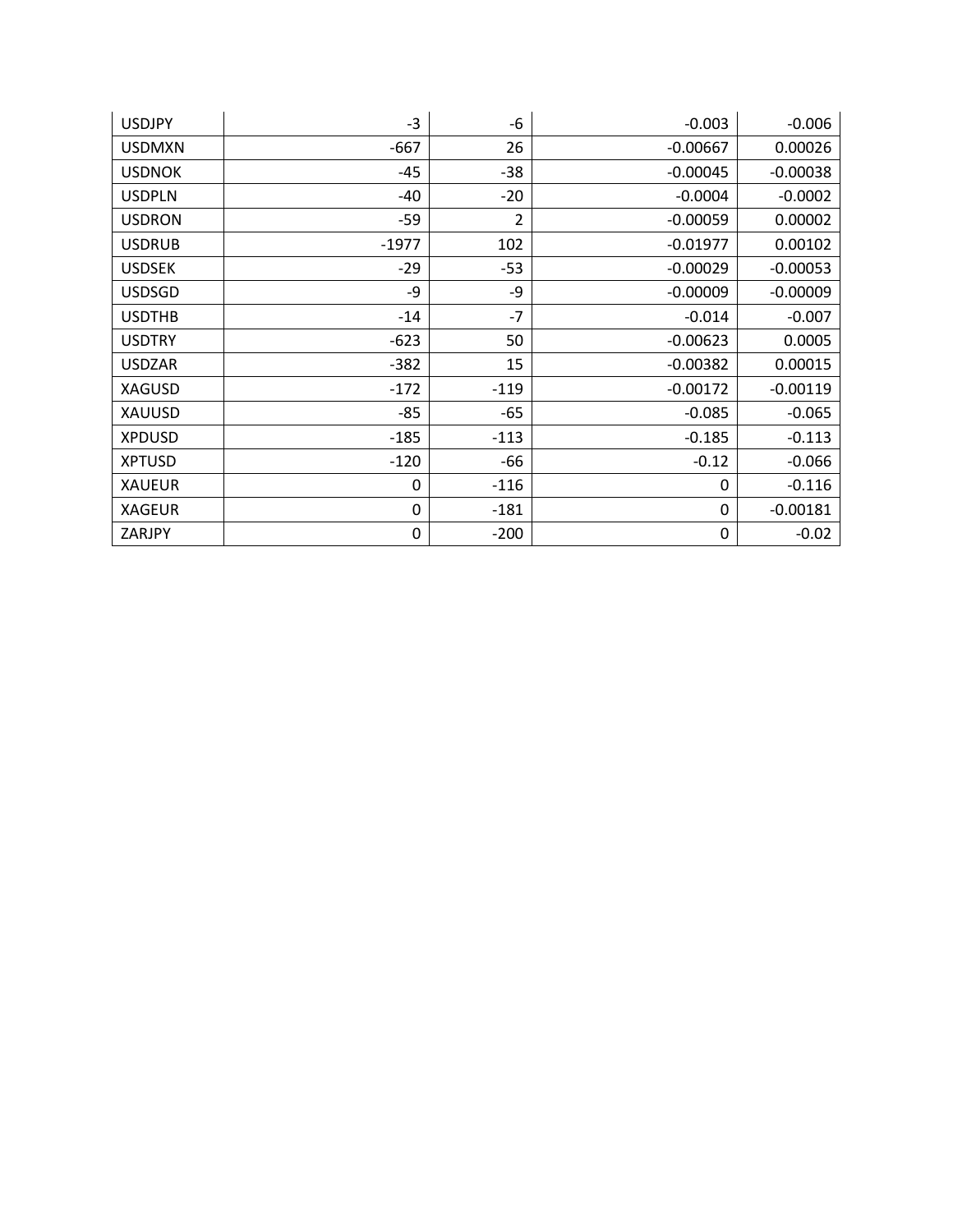| | | | | |
|---|---|---|---|---|
| USDJPY | -3 | -6 | -0.003 | -0.006 |
| USDMXN | -667 | 26 | -0.00667 | 0.00026 |
| USDNOK | -45 | -38 | -0.00045 | -0.00038 |
| USDPLN | -40 | -20 | -0.0004 | -0.0002 |
| USDRON | -59 | 2 | -0.00059 | 0.00002 |
| USDRUB | -1977 | 102 | -0.01977 | 0.00102 |
| USDSEK | -29 | -53 | -0.00029 | -0.00053 |
| USDSGD | -9 | -9 | -0.00009 | -0.00009 |
| USDTHB | -14 | -7 | -0.014 | -0.007 |
| USDTRY | -623 | 50 | -0.00623 | 0.0005 |
| USDZAR | -382 | 15 | -0.00382 | 0.00015 |
| XAGUSD | -172 | -119 | -0.00172 | -0.00119 |
| XAUUSD | -85 | -65 | -0.085 | -0.065 |
| XPDUSD | -185 | -113 | -0.185 | -0.113 |
| XPTUSD | -120 | -66 | -0.12 | -0.066 |
| XAUEUR | 0 | -116 | 0 | -0.116 |
| XAGEUR | 0 | -181 | 0 | -0.00181 |
| ZARJPY | 0 | -200 | 0 | -0.02 |